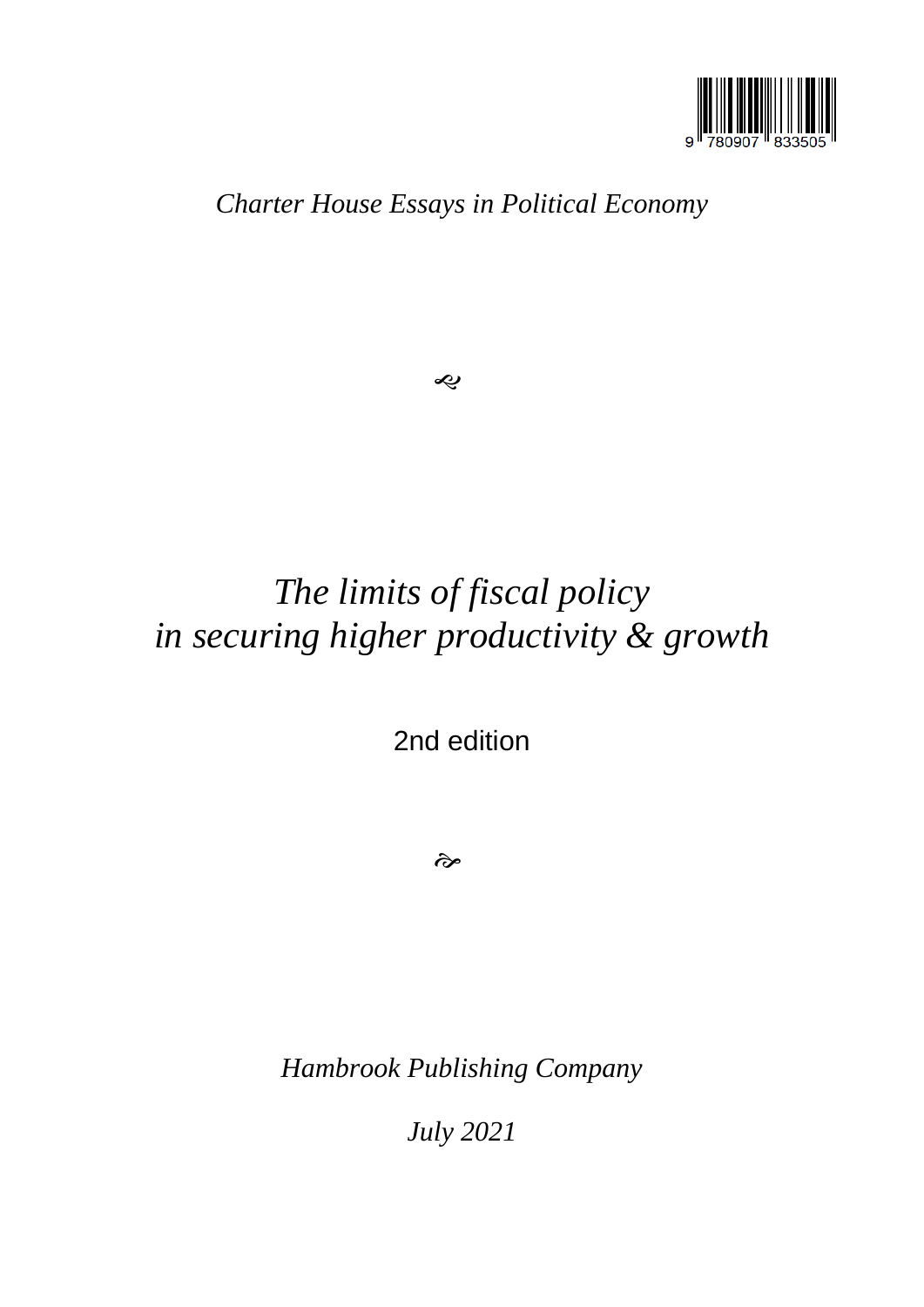*Charter House Essays in Political Economy*

❧

# *The limits of fiscal policy in securing higher productivity & growth*

2nd edition

☙

*Hambrook Publishing Company*

*July 2021*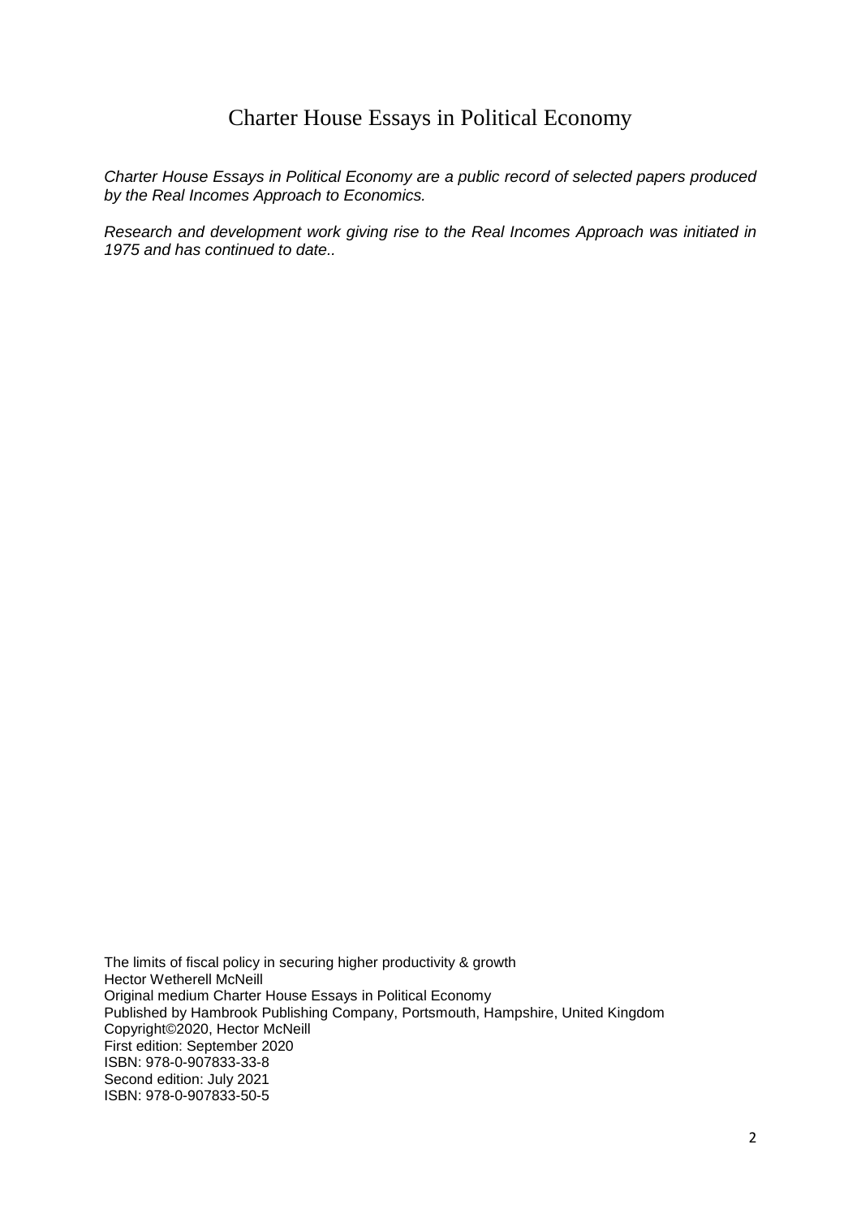# Charter House Essays in Political Economy

*Charter House Essays in Political Economy are a public record of selected papers produced by the Real Incomes Approach to Economics.*

*Research and development work giving rise to the Real Incomes Approach was initiated in 1975 and has continued to date..*

The limits of fiscal policy in securing higher productivity & growth
Hector Wetherell McNeill
Original medium Charter House Essays in Political Economy
Published by Hambrook Publishing Company, Portsmouth, Hampshire, United Kingdom
Copyright©2020, Hector McNeill
First edition: September 2020
ISBN: 978-0-907833-33-8
Second edition: July 2021
ISBN: 978-0-907833-50-5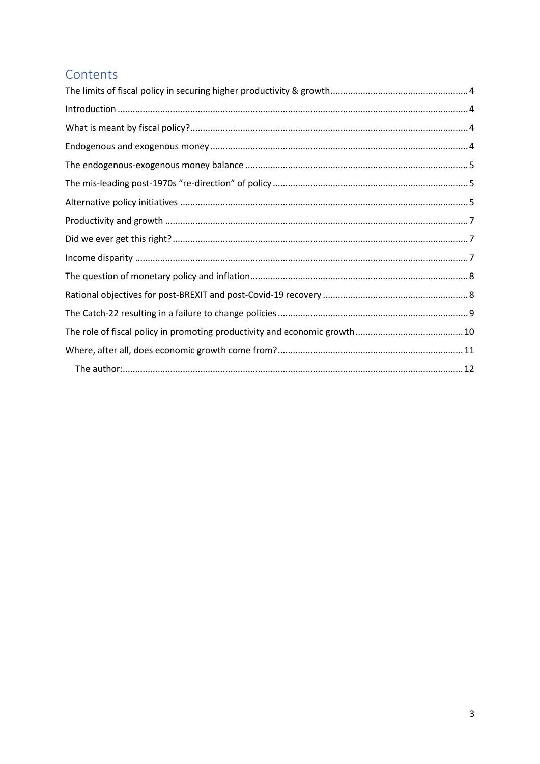# Contents

The limits of fiscal policy in securing higher productivity & growth....................................................... 4

Introduction ........................................................................................................................................... 4

What is meant by fiscal policy?............................................................................................................. 4

Endogenous and exogenous money ...................................................................................................... 4

The endogenous-exogenous money balance ........................................................................................ 5

The mis-leading post-1970s "re-direction" of policy ............................................................................. 5

Alternative policy initiatives .................................................................................................................. 5

Productivity and growth ........................................................................................................................ 7

Did we ever get this right? ..................................................................................................................... 7

Income disparity .................................................................................................................................... 7

The question of monetary policy and inflation...................................................................................... 8

Rational objectives for post-BREXIT and post-Covid-19 recovery .......................................................... 8

The Catch-22 resulting in a failure to change policies ........................................................................... 9

The role of fiscal policy in promoting productivity and economic growth........................................... 10

Where, after all, does economic growth come from?......................................................................... 11

The author:....................................................................................................................................... 12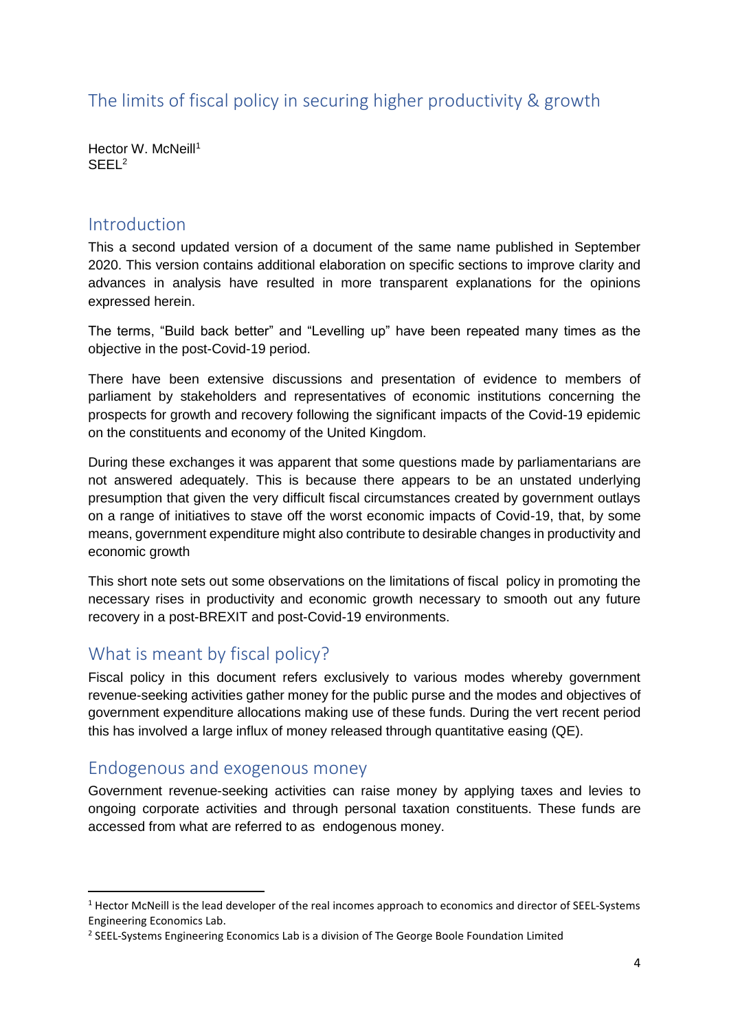# The limits of fiscal policy in securing higher productivity & growth

Hector W. McNeill[1]
SEEL[2]

## Introduction

This a second updated version of a document of the same name published in September 2020. This version contains additional elaboration on specific sections to improve clarity and advances in analysis have resulted in more transparent explanations for the opinions expressed herein.

The terms, "Build back better" and "Levelling up" have been repeated many times as the objective in the post-Covid-19 period.

There have been extensive discussions and presentation of evidence to members of parliament by stakeholders and representatives of economic institutions concerning the prospects for growth and recovery following the significant impacts of the Covid-19 epidemic on the constituents and economy of the United Kingdom.

During these exchanges it was apparent that some questions made by parliamentarians are not answered adequately. This is because there appears to be an unstated underlying presumption that given the very difficult fiscal circumstances created by government outlays on a range of initiatives to stave off the worst economic impacts of Covid-19, that, by some means, government expenditure might also contribute to desirable changes in productivity and economic growth

This short note sets out some observations on the limitations of fiscal policy in promoting the necessary rises in productivity and economic growth necessary to smooth out any future recovery in a post-BREXIT and post-Covid-19 environments.

## What is meant by fiscal policy?

Fiscal policy in this document refers exclusively to various modes whereby government revenue-seeking activities gather money for the public purse and the modes and objectives of government expenditure allocations making use of these funds. During the vert recent period this has involved a large influx of money released through quantitative easing (QE).

## Endogenous and exogenous money

Government revenue-seeking activities can raise money by applying taxes and levies to ongoing corporate activities and through personal taxation constituents. These funds are accessed from what are referred to as endogenous money.

---

[1] Hector McNeill is the lead developer of the real incomes approach to economics and director of SEEL-Systems Engineering Economics Lab.

[2] SEEL-Systems Engineering Economics Lab is a division of The George Boole Foundation Limited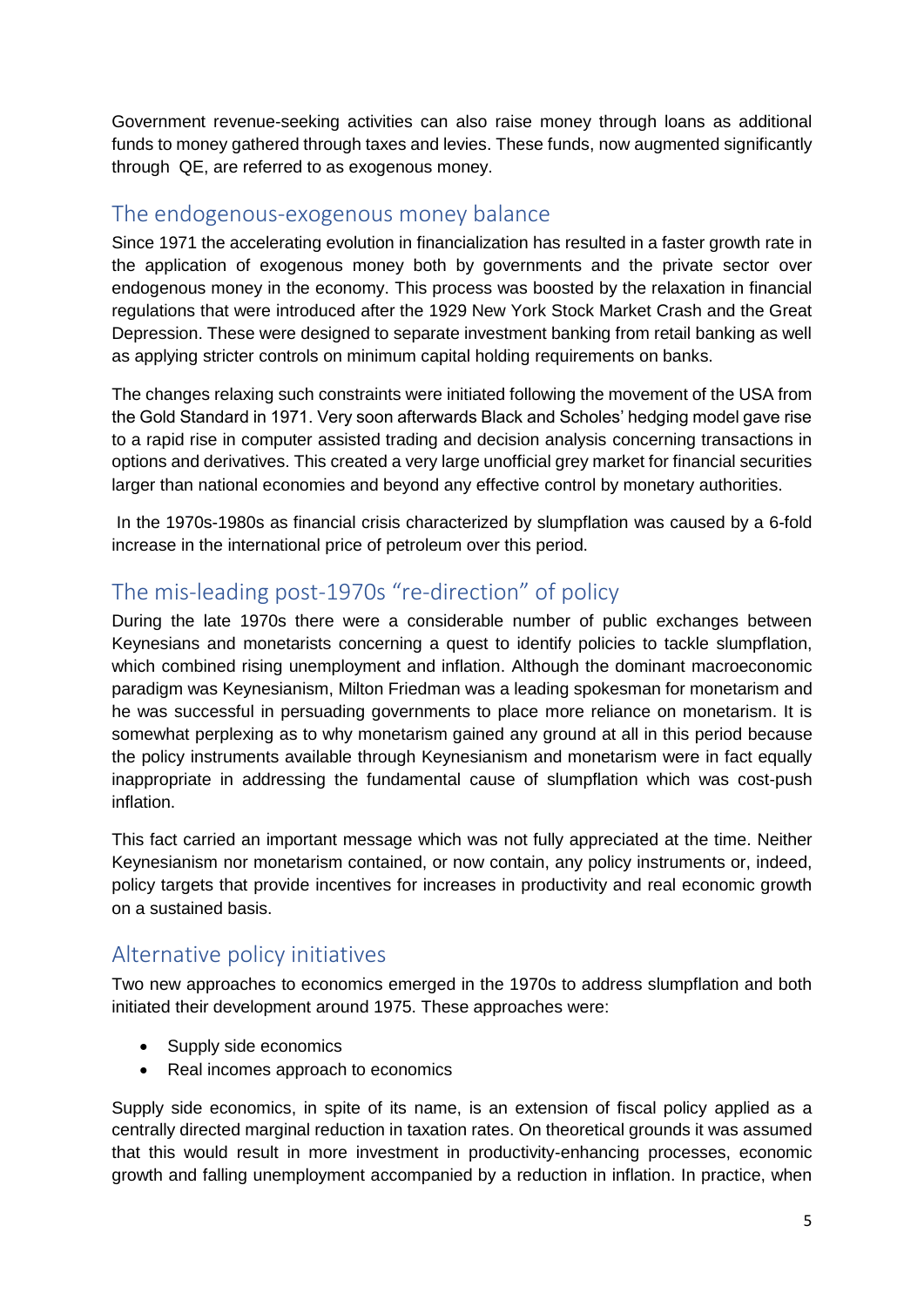Government revenue-seeking activities can also raise money through loans as additional funds to money gathered through taxes and levies. These funds, now augmented significantly through QE, are referred to as exogenous money.

## The endogenous-exogenous money balance

Since 1971 the accelerating evolution in financialization has resulted in a faster growth rate in the application of exogenous money both by governments and the private sector over endogenous money in the economy. This process was boosted by the relaxation in financial regulations that were introduced after the 1929 New York Stock Market Crash and the Great Depression. These were designed to separate investment banking from retail banking as well as applying stricter controls on minimum capital holding requirements on banks.

The changes relaxing such constraints were initiated following the movement of the USA from the Gold Standard in 1971. Very soon afterwards Black and Scholes' hedging model gave rise to a rapid rise in computer assisted trading and decision analysis concerning transactions in options and derivatives. This created a very large unofficial grey market for financial securities larger than national economies and beyond any effective control by monetary authorities.

In the 1970s-1980s as financial crisis characterized by slumpflation was caused by a 6-fold increase in the international price of petroleum over this period.

## The mis-leading post-1970s "re-direction" of policy

During the late 1970s there were a considerable number of public exchanges between Keynesians and monetarists concerning a quest to identify policies to tackle slumpflation, which combined rising unemployment and inflation. Although the dominant macroeconomic paradigm was Keynesianism, Milton Friedman was a leading spokesman for monetarism and he was successful in persuading governments to place more reliance on monetarism. It is somewhat perplexing as to why monetarism gained any ground at all in this period because the policy instruments available through Keynesianism and monetarism were in fact equally inappropriate in addressing the fundamental cause of slumpflation which was cost-push inflation.

This fact carried an important message which was not fully appreciated at the time. Neither Keynesianism nor monetarism contained, or now contain, any policy instruments or, indeed, policy targets that provide incentives for increases in productivity and real economic growth on a sustained basis.

## Alternative policy initiatives

Two new approaches to economics emerged in the 1970s to address slumpflation and both initiated their development around 1975. These approaches were:

- Supply side economics
- Real incomes approach to economics

Supply side economics, in spite of its name, is an extension of fiscal policy applied as a centrally directed marginal reduction in taxation rates. On theoretical grounds it was assumed that this would result in more investment in productivity-enhancing processes, economic growth and falling unemployment accompanied by a reduction in inflation. In practice, when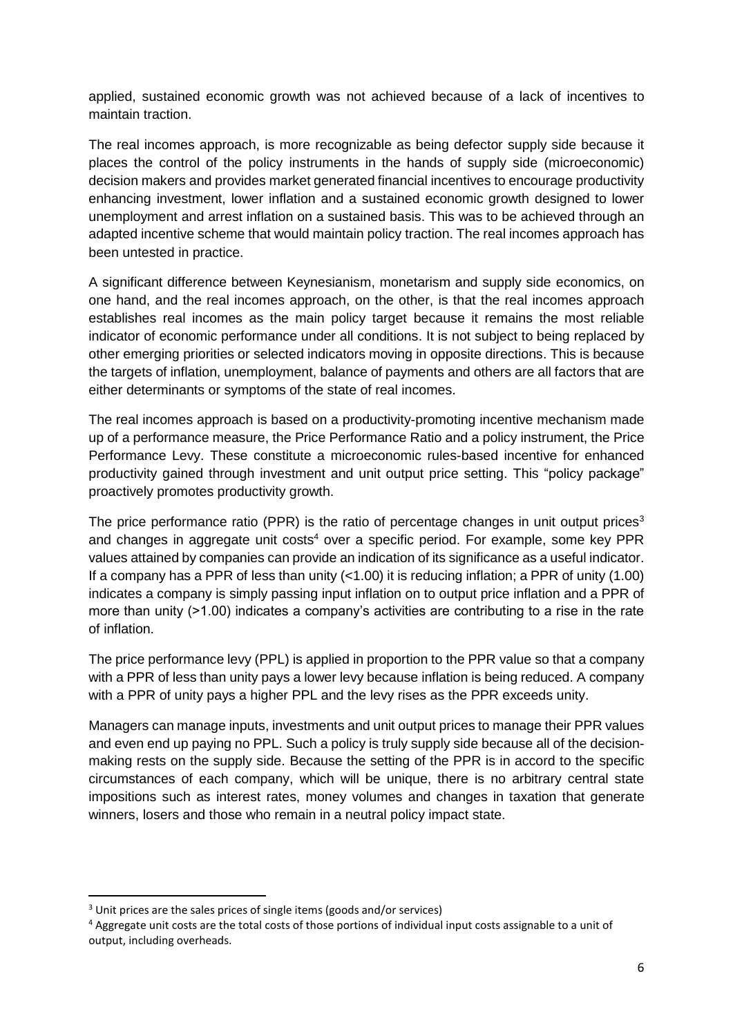applied, sustained economic growth was not achieved because of a lack of incentives to maintain traction.

The real incomes approach, is more recognizable as being defector supply side because it places the control of the policy instruments in the hands of supply side (microeconomic) decision makers and provides market generated financial incentives to encourage productivity enhancing investment, lower inflation and a sustained economic growth designed to lower unemployment and arrest inflation on a sustained basis. This was to be achieved through an adapted incentive scheme that would maintain policy traction. The real incomes approach has been untested in practice.

A significant difference between Keynesianism, monetarism and supply side economics, on one hand, and the real incomes approach, on the other, is that the real incomes approach establishes real incomes as the main policy target because it remains the most reliable indicator of economic performance under all conditions. It is not subject to being replaced by other emerging priorities or selected indicators moving in opposite directions. This is because the targets of inflation, unemployment, balance of payments and others are all factors that are either determinants or symptoms of the state of real incomes.

The real incomes approach is based on a productivity-promoting incentive mechanism made up of a performance measure, the Price Performance Ratio and a policy instrument, the Price Performance Levy. These constitute a microeconomic rules-based incentive for enhanced productivity gained through investment and unit output price setting. This "policy package" proactively promotes productivity growth.

The price performance ratio (PPR) is the ratio of percentage changes in unit output prices[3] and changes in aggregate unit costs[4] over a specific period. For example, some key PPR values attained by companies can provide an indication of its significance as a useful indicator. If a company has a PPR of less than unity (<1.00) it is reducing inflation; a PPR of unity (1.00) indicates a company is simply passing input inflation on to output price inflation and a PPR of more than unity (>1.00) indicates a company's activities are contributing to a rise in the rate of inflation.

The price performance levy (PPL) is applied in proportion to the PPR value so that a company with a PPR of less than unity pays a lower levy because inflation is being reduced. A company with a PPR of unity pays a higher PPL and the levy rises as the PPR exceeds unity.

Managers can manage inputs, investments and unit output prices to manage their PPR values and even end up paying no PPL. Such a policy is truly supply side because all of the decision-making rests on the supply side. Because the setting of the PPR is in accord to the specific circumstances of each company, which will be unique, there is no arbitrary central state impositions such as interest rates, money volumes and changes in taxation that generate winners, losers and those who remain in a neutral policy impact state.

---

[3] Unit prices are the sales prices of single items (goods and/or services)

[4] Aggregate unit costs are the total costs of those portions of individual input costs assignable to a unit of output, including overheads.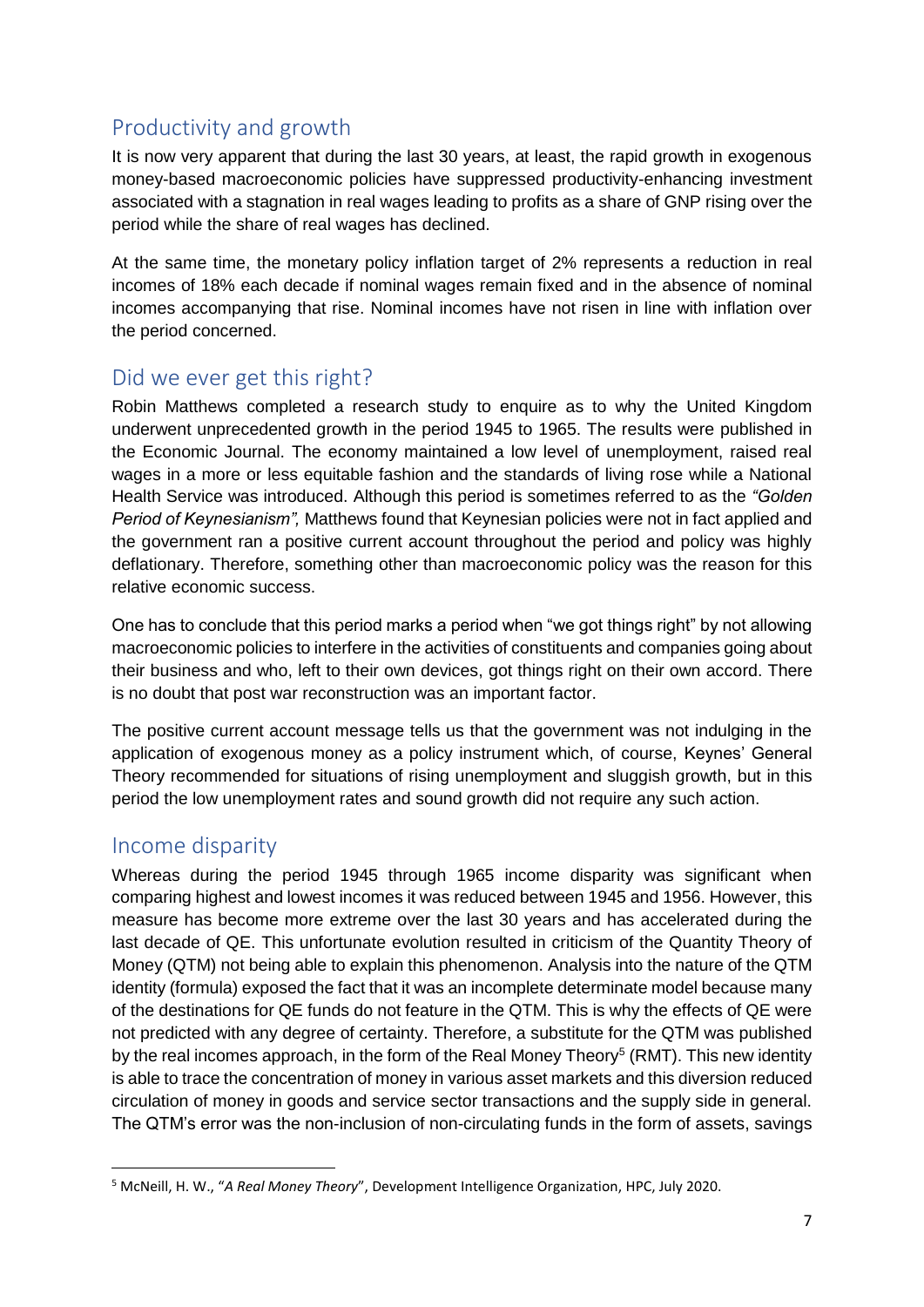## Productivity and growth

It is now very apparent that during the last 30 years, at least, the rapid growth in exogenous money-based macroeconomic policies have suppressed productivity-enhancing investment associated with a stagnation in real wages leading to profits as a share of GNP rising over the period while the share of real wages has declined.

At the same time, the monetary policy inflation target of 2% represents a reduction in real incomes of 18% each decade if nominal wages remain fixed and in the absence of nominal incomes accompanying that rise. Nominal incomes have not risen in line with inflation over the period concerned.

## Did we ever get this right?

Robin Matthews completed a research study to enquire as to why the United Kingdom underwent unprecedented growth in the period 1945 to 1965. The results were published in the Economic Journal. The economy maintained a low level of unemployment, raised real wages in a more or less equitable fashion and the standards of living rose while a National Health Service was introduced. Although this period is sometimes referred to as the *"Golden Period of Keynesianism",* Matthews found that Keynesian policies were not in fact applied and the government ran a positive current account throughout the period and policy was highly deflationary. Therefore, something other than macroeconomic policy was the reason for this relative economic success.

One has to conclude that this period marks a period when "we got things right" by not allowing macroeconomic policies to interfere in the activities of constituents and companies going about their business and who, left to their own devices, got things right on their own accord. There is no doubt that post war reconstruction was an important factor.

The positive current account message tells us that the government was not indulging in the application of exogenous money as a policy instrument which, of course, Keynes' General Theory recommended for situations of rising unemployment and sluggish growth, but in this period the low unemployment rates and sound growth did not require any such action.

## Income disparity

Whereas during the period 1945 through 1965 income disparity was significant when comparing highest and lowest incomes it was reduced between 1945 and 1956. However, this measure has become more extreme over the last 30 years and has accelerated during the last decade of QE. This unfortunate evolution resulted in criticism of the Quantity Theory of Money (QTM) not being able to explain this phenomenon. Analysis into the nature of the QTM identity (formula) exposed the fact that it was an incomplete determinate model because many of the destinations for QE funds do not feature in the QTM. This is why the effects of QE were not predicted with any degree of certainty. Therefore, a substitute for the QTM was published by the real incomes approach, in the form of the Real Money Theory[5] (RMT). This new identity is able to trace the concentration of money in various asset markets and this diversion reduced circulation of money in goods and service sector transactions and the supply side in general. The QTM's error was the non-inclusion of non-circulating funds in the form of assets, savings

---

[5] McNeill, H. W., "*A Real Money Theory*", Development Intelligence Organization, HPC, July 2020.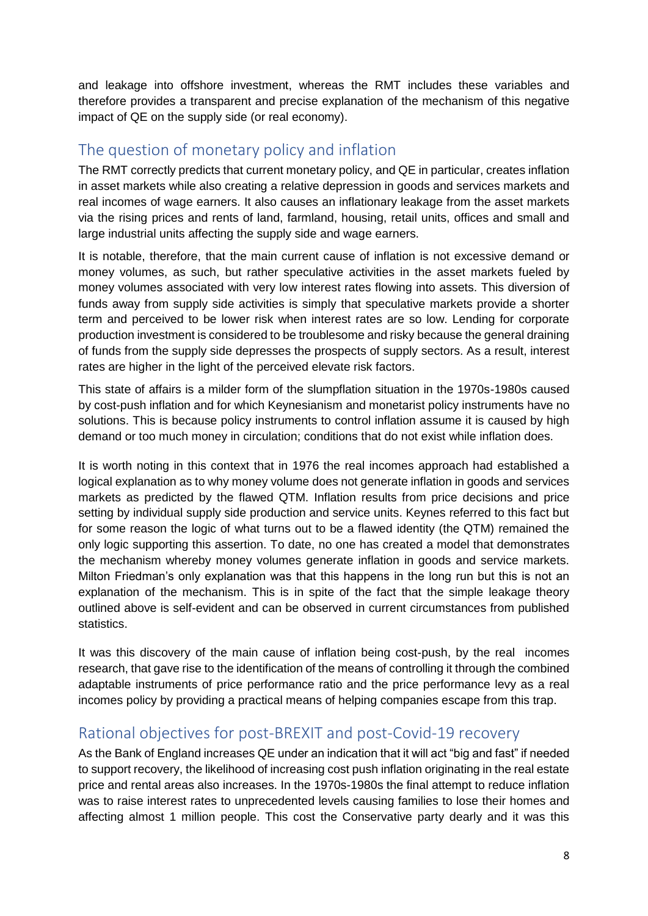and leakage into offshore investment, whereas the RMT includes these variables and therefore provides a transparent and precise explanation of the mechanism of this negative impact of QE on the supply side (or real economy).

## The question of monetary policy and inflation

The RMT correctly predicts that current monetary policy, and QE in particular, creates inflation in asset markets while also creating a relative depression in goods and services markets and real incomes of wage earners. It also causes an inflationary leakage from the asset markets via the rising prices and rents of land, farmland, housing, retail units, offices and small and large industrial units affecting the supply side and wage earners.

It is notable, therefore, that the main current cause of inflation is not excessive demand or money volumes, as such, but rather speculative activities in the asset markets fueled by money volumes associated with very low interest rates flowing into assets. This diversion of funds away from supply side activities is simply that speculative markets provide a shorter term and perceived to be lower risk when interest rates are so low. Lending for corporate production investment is considered to be troublesome and risky because the general draining of funds from the supply side depresses the prospects of supply sectors. As a result, interest rates are higher in the light of the perceived elevate risk factors.

This state of affairs is a milder form of the slumpflation situation in the 1970s-1980s caused by cost-push inflation and for which Keynesianism and monetarist policy instruments have no solutions. This is because policy instruments to control inflation assume it is caused by high demand or too much money in circulation; conditions that do not exist while inflation does.

It is worth noting in this context that in 1976 the real incomes approach had established a logical explanation as to why money volume does not generate inflation in goods and services markets as predicted by the flawed QTM. Inflation results from price decisions and price setting by individual supply side production and service units. Keynes referred to this fact but for some reason the logic of what turns out to be a flawed identity (the QTM) remained the only logic supporting this assertion. To date, no one has created a model that demonstrates the mechanism whereby money volumes generate inflation in goods and service markets. Milton Friedman's only explanation was that this happens in the long run but this is not an explanation of the mechanism. This is in spite of the fact that the simple leakage theory outlined above is self-evident and can be observed in current circumstances from published statistics.

It was this discovery of the main cause of inflation being cost-push, by the real incomes research, that gave rise to the identification of the means of controlling it through the combined adaptable instruments of price performance ratio and the price performance levy as a real incomes policy by providing a practical means of helping companies escape from this trap.

## Rational objectives for post-BREXIT and post-Covid-19 recovery

As the Bank of England increases QE under an indication that it will act "big and fast" if needed to support recovery, the likelihood of increasing cost push inflation originating in the real estate price and rental areas also increases. In the 1970s-1980s the final attempt to reduce inflation was to raise interest rates to unprecedented levels causing families to lose their homes and affecting almost 1 million people. This cost the Conservative party dearly and it was this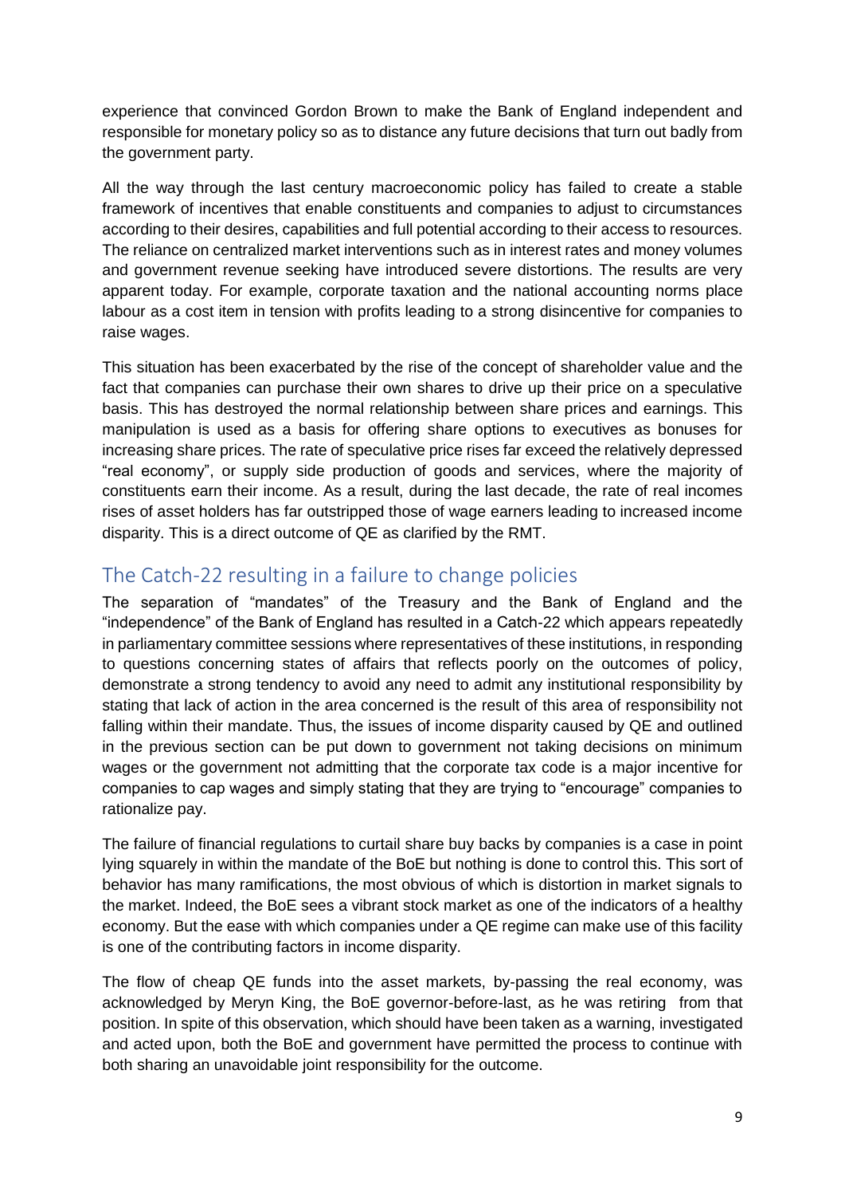experience that convinced Gordon Brown to make the Bank of England independent and responsible for monetary policy so as to distance any future decisions that turn out badly from the government party.

All the way through the last century macroeconomic policy has failed to create a stable framework of incentives that enable constituents and companies to adjust to circumstances according to their desires, capabilities and full potential according to their access to resources. The reliance on centralized market interventions such as in interest rates and money volumes and government revenue seeking have introduced severe distortions. The results are very apparent today. For example, corporate taxation and the national accounting norms place labour as a cost item in tension with profits leading to a strong disincentive for companies to raise wages.

This situation has been exacerbated by the rise of the concept of shareholder value and the fact that companies can purchase their own shares to drive up their price on a speculative basis. This has destroyed the normal relationship between share prices and earnings. This manipulation is used as a basis for offering share options to executives as bonuses for increasing share prices. The rate of speculative price rises far exceed the relatively depressed "real economy", or supply side production of goods and services, where the majority of constituents earn their income. As a result, during the last decade, the rate of real incomes rises of asset holders has far outstripped those of wage earners leading to increased income disparity. This is a direct outcome of QE as clarified by the RMT.

## The Catch-22 resulting in a failure to change policies

The separation of "mandates" of the Treasury and the Bank of England and the "independence" of the Bank of England has resulted in a Catch-22 which appears repeatedly in parliamentary committee sessions where representatives of these institutions, in responding to questions concerning states of affairs that reflects poorly on the outcomes of policy, demonstrate a strong tendency to avoid any need to admit any institutional responsibility by stating that lack of action in the area concerned is the result of this area of responsibility not falling within their mandate. Thus, the issues of income disparity caused by QE and outlined in the previous section can be put down to government not taking decisions on minimum wages or the government not admitting that the corporate tax code is a major incentive for companies to cap wages and simply stating that they are trying to "encourage" companies to rationalize pay.

The failure of financial regulations to curtail share buy backs by companies is a case in point lying squarely in within the mandate of the BoE but nothing is done to control this. This sort of behavior has many ramifications, the most obvious of which is distortion in market signals to the market. Indeed, the BoE sees a vibrant stock market as one of the indicators of a healthy economy. But the ease with which companies under a QE regime can make use of this facility is one of the contributing factors in income disparity.

The flow of cheap QE funds into the asset markets, by-passing the real economy, was acknowledged by Meryn King, the BoE governor-before-last, as he was retiring from that position. In spite of this observation, which should have been taken as a warning, investigated and acted upon, both the BoE and government have permitted the process to continue with both sharing an unavoidable joint responsibility for the outcome.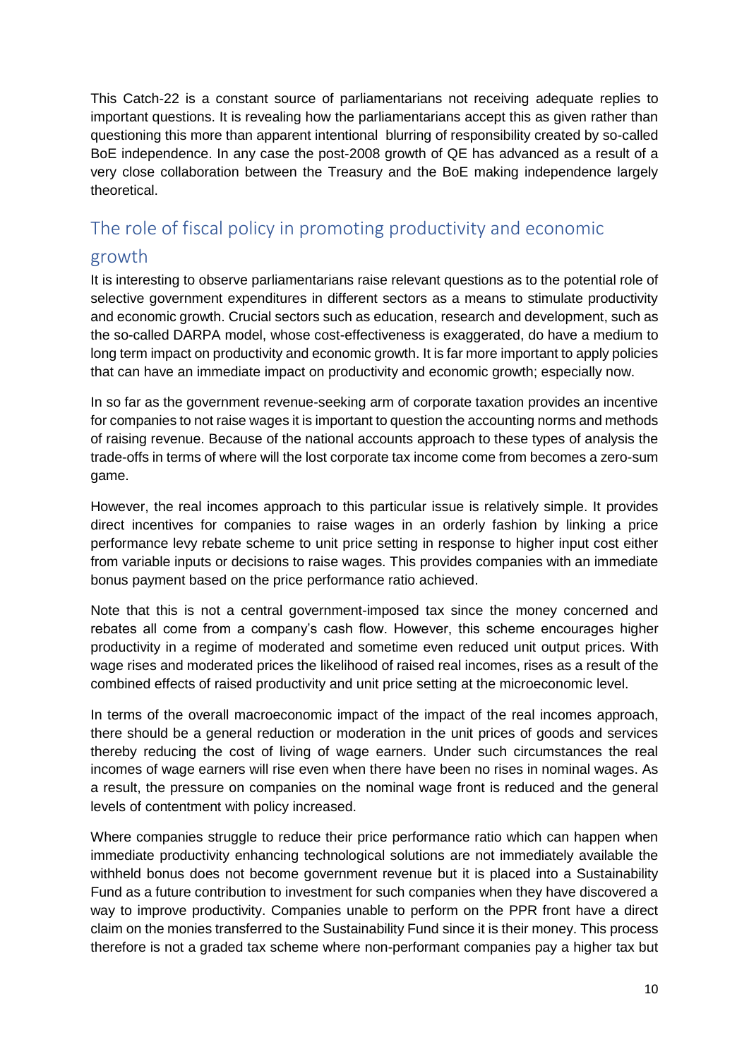This Catch-22 is a constant source of parliamentarians not receiving adequate replies to important questions. It is revealing how the parliamentarians accept this as given rather than questioning this more than apparent intentional blurring of responsibility created by so-called BoE independence. In any case the post-2008 growth of QE has advanced as a result of a very close collaboration between the Treasury and the BoE making independence largely theoretical.

## The role of fiscal policy in promoting productivity and economic growth

It is interesting to observe parliamentarians raise relevant questions as to the potential role of selective government expenditures in different sectors as a means to stimulate productivity and economic growth. Crucial sectors such as education, research and development, such as the so-called DARPA model, whose cost-effectiveness is exaggerated, do have a medium to long term impact on productivity and economic growth. It is far more important to apply policies that can have an immediate impact on productivity and economic growth; especially now.

In so far as the government revenue-seeking arm of corporate taxation provides an incentive for companies to not raise wages it is important to question the accounting norms and methods of raising revenue. Because of the national accounts approach to these types of analysis the trade-offs in terms of where will the lost corporate tax income come from becomes a zero-sum game.

However, the real incomes approach to this particular issue is relatively simple. It provides direct incentives for companies to raise wages in an orderly fashion by linking a price performance levy rebate scheme to unit price setting in response to higher input cost either from variable inputs or decisions to raise wages. This provides companies with an immediate bonus payment based on the price performance ratio achieved.

Note that this is not a central government-imposed tax since the money concerned and rebates all come from a company's cash flow. However, this scheme encourages higher productivity in a regime of moderated and sometime even reduced unit output prices. With wage rises and moderated prices the likelihood of raised real incomes, rises as a result of the combined effects of raised productivity and unit price setting at the microeconomic level.

In terms of the overall macroeconomic impact of the impact of the real incomes approach, there should be a general reduction or moderation in the unit prices of goods and services thereby reducing the cost of living of wage earners. Under such circumstances the real incomes of wage earners will rise even when there have been no rises in nominal wages. As a result, the pressure on companies on the nominal wage front is reduced and the general levels of contentment with policy increased.

Where companies struggle to reduce their price performance ratio which can happen when immediate productivity enhancing technological solutions are not immediately available the withheld bonus does not become government revenue but it is placed into a Sustainability Fund as a future contribution to investment for such companies when they have discovered a way to improve productivity. Companies unable to perform on the PPR front have a direct claim on the monies transferred to the Sustainability Fund since it is their money. This process therefore is not a graded tax scheme where non-performant companies pay a higher tax but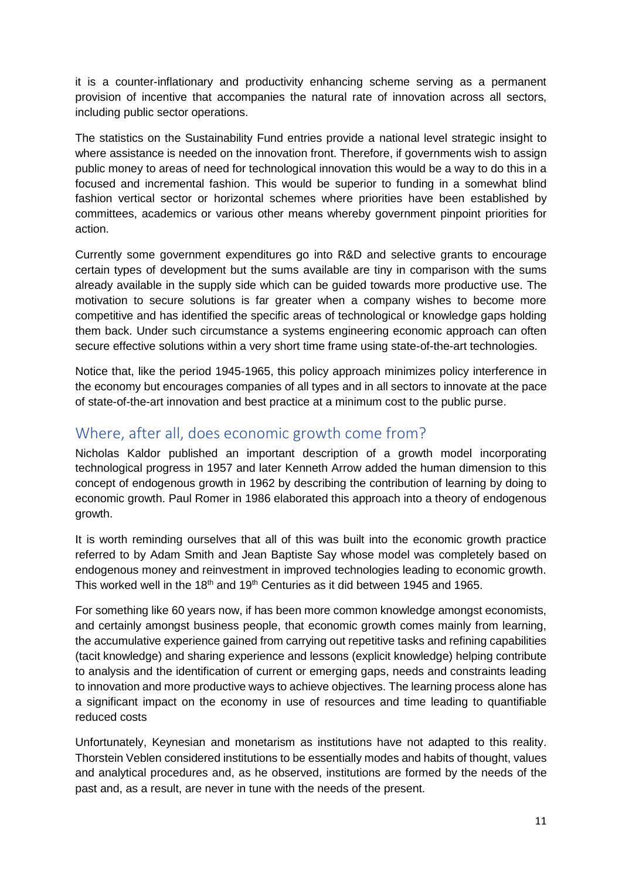it is a counter-inflationary and productivity enhancing scheme serving as a permanent provision of incentive that accompanies the natural rate of innovation across all sectors, including public sector operations.

The statistics on the Sustainability Fund entries provide a national level strategic insight to where assistance is needed on the innovation front. Therefore, if governments wish to assign public money to areas of need for technological innovation this would be a way to do this in a focused and incremental fashion. This would be superior to funding in a somewhat blind fashion vertical sector or horizontal schemes where priorities have been established by committees, academics or various other means whereby government pinpoint priorities for action.

Currently some government expenditures go into R&D and selective grants to encourage certain types of development but the sums available are tiny in comparison with the sums already available in the supply side which can be guided towards more productive use. The motivation to secure solutions is far greater when a company wishes to become more competitive and has identified the specific areas of technological or knowledge gaps holding them back. Under such circumstance a systems engineering economic approach can often secure effective solutions within a very short time frame using state-of-the-art technologies.

Notice that, like the period 1945-1965, this policy approach minimizes policy interference in the economy but encourages companies of all types and in all sectors to innovate at the pace of state-of-the-art innovation and best practice at a minimum cost to the public purse.

## Where, after all, does economic growth come from?

Nicholas Kaldor published an important description of a growth model incorporating technological progress in 1957 and later Kenneth Arrow added the human dimension to this concept of endogenous growth in 1962 by describing the contribution of learning by doing to economic growth. Paul Romer in 1986 elaborated this approach into a theory of endogenous growth.

It is worth reminding ourselves that all of this was built into the economic growth practice referred to by Adam Smith and Jean Baptiste Say whose model was completely based on endogenous money and reinvestment in improved technologies leading to economic growth. This worked well in the 18th and 19th Centuries as it did between 1945 and 1965.

For something like 60 years now, if has been more common knowledge amongst economists, and certainly amongst business people, that economic growth comes mainly from learning, the accumulative experience gained from carrying out repetitive tasks and refining capabilities (tacit knowledge) and sharing experience and lessons (explicit knowledge) helping contribute to analysis and the identification of current or emerging gaps, needs and constraints leading to innovation and more productive ways to achieve objectives. The learning process alone has a significant impact on the economy in use of resources and time leading to quantifiable reduced costs

Unfortunately, Keynesian and monetarism as institutions have not adapted to this reality. Thorstein Veblen considered institutions to be essentially modes and habits of thought, values and analytical procedures and, as he observed, institutions are formed by the needs of the past and, as a result, are never in tune with the needs of the present.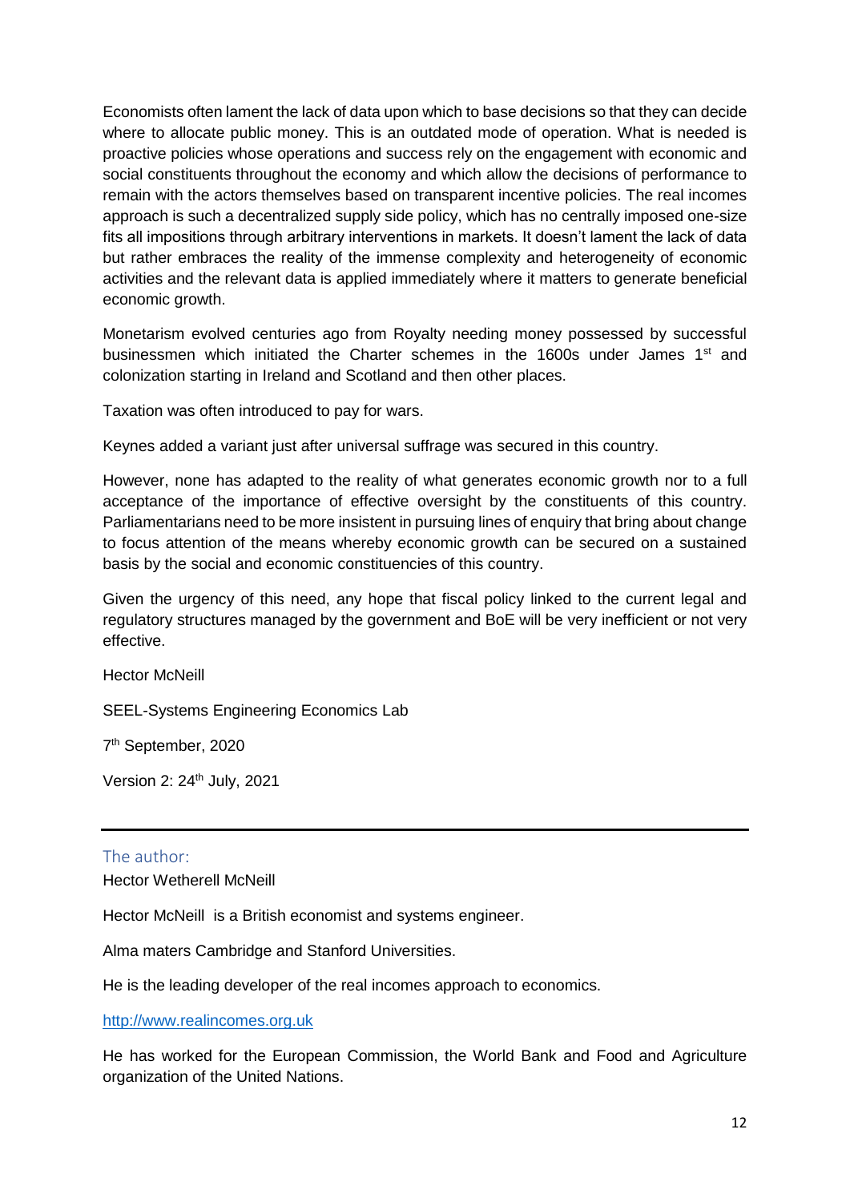Economists often lament the lack of data upon which to base decisions so that they can decide where to allocate public money. This is an outdated mode of operation. What is needed is proactive policies whose operations and success rely on the engagement with economic and social constituents throughout the economy and which allow the decisions of performance to remain with the actors themselves based on transparent incentive policies. The real incomes approach is such a decentralized supply side policy, which has no centrally imposed one-size fits all impositions through arbitrary interventions in markets. It doesn't lament the lack of data but rather embraces the reality of the immense complexity and heterogeneity of economic activities and the relevant data is applied immediately where it matters to generate beneficial economic growth.

Monetarism evolved centuries ago from Royalty needing money possessed by successful businessmen which initiated the Charter schemes in the 1600s under James 1st and colonization starting in Ireland and Scotland and then other places.

Taxation was often introduced to pay for wars.

Keynes added a variant just after universal suffrage was secured in this country.

However, none has adapted to the reality of what generates economic growth nor to a full acceptance of the importance of effective oversight by the constituents of this country. Parliamentarians need to be more insistent in pursuing lines of enquiry that bring about change to focus attention of the means whereby economic growth can be secured on a sustained basis by the social and economic constituencies of this country.

Given the urgency of this need, any hope that fiscal policy linked to the current legal and regulatory structures managed by the government and BoE will be very inefficient or not very effective.

Hector McNeill

SEEL-Systems Engineering Economics Lab

7th September, 2020

Version 2: 24th July, 2021

---

## The author:

Hector Wetherell McNeill

Hector McNeill is a British economist and systems engineer.

Alma maters Cambridge and Stanford Universities.

He is the leading developer of the real incomes approach to economics.

http://www.realincomes.org.uk

He has worked for the European Commission, the World Bank and Food and Agriculture organization of the United Nations.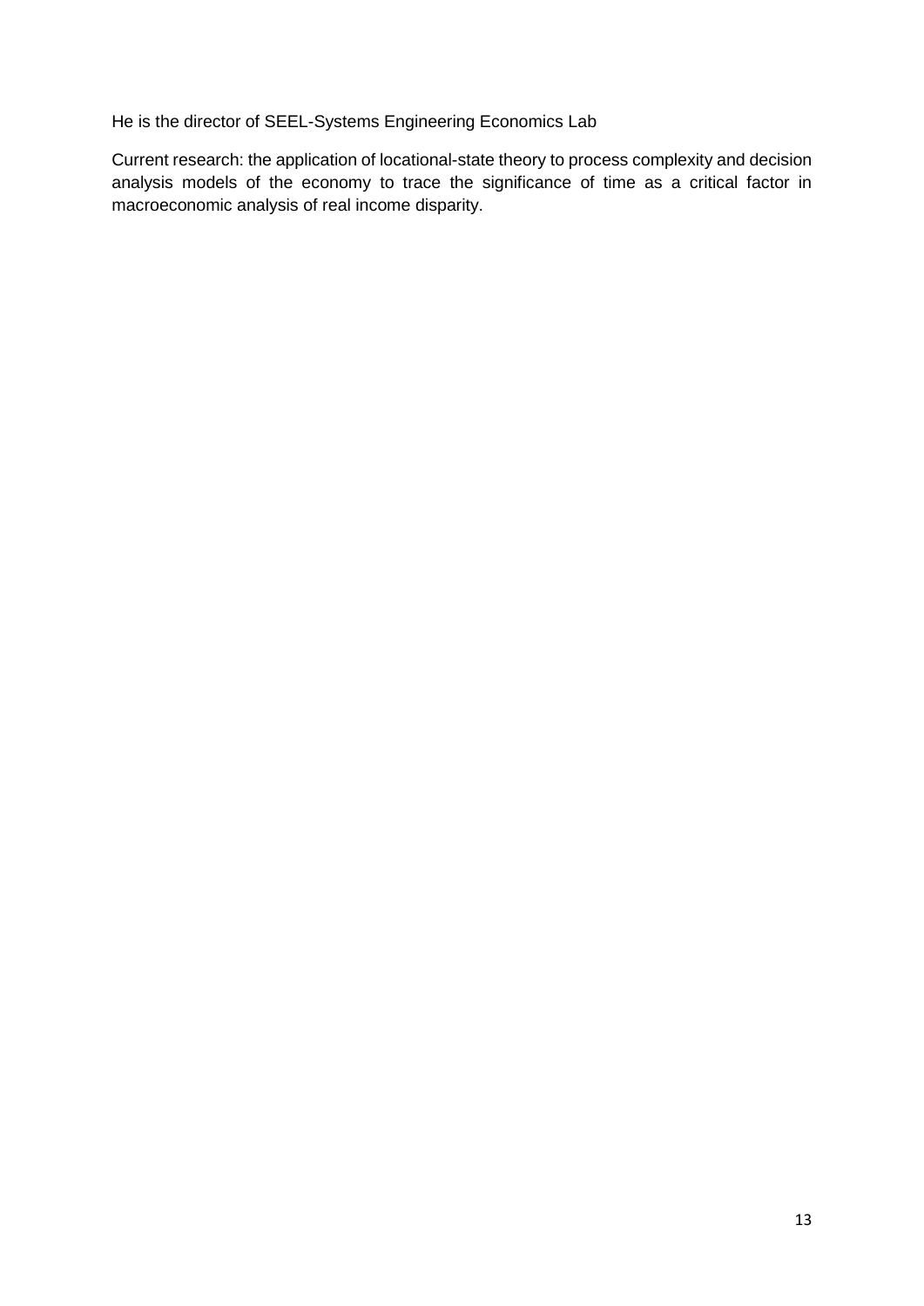He is the director of SEEL-Systems Engineering Economics Lab

Current research: the application of locational-state theory to process complexity and decision analysis models of the economy to trace the significance of time as a critical factor in macroeconomic analysis of real income disparity.